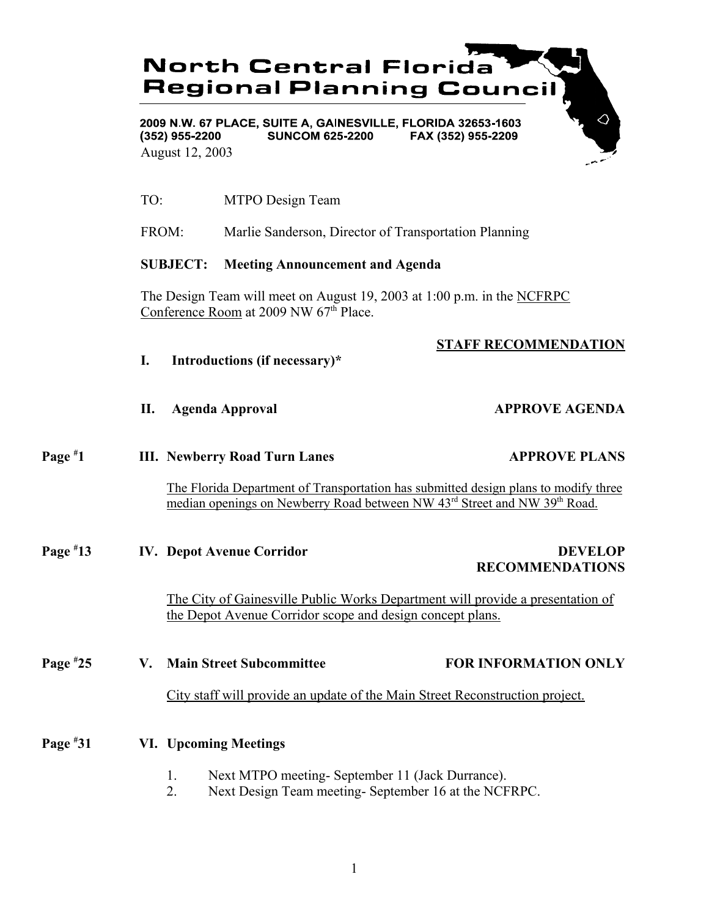# North Central Florida Regional Planning Council

2009 N.W. 67 PLACE, SUITE A, GAINESVILLE, FLORIDA 32653-1603
(352) 955-2200 SUNCOM 625-2200 FAX (352) 955-2209

August 12, 2003

TO: MTPO Design Team

FROM: Marlie Sanderson, Director of Transportation Planning

**SUBJECT: Meeting Announcement and Agenda**

The Design Team will meet on August 19, 2003 at 1:00 p.m. in the NCFRPC Conference Room at 2009 NW 67th Place.

**STAFF RECOMMENDATION**

**I. Introductions (if necessary)***

**II. Agenda Approval** — **APPROVE AGENDA**

Page #1 — **III. Newberry Road Turn Lanes** — **APPROVE PLANS**

The Florida Department of Transportation has submitted design plans to modify three median openings on Newberry Road between NW 43rd Street and NW 39th Road.

Page #13 — **IV. Depot Avenue Corridor** — **DEVELOP RECOMMENDATIONS**

The City of Gainesville Public Works Department will provide a presentation of the Depot Avenue Corridor scope and design concept plans.

Page #25 — **V. Main Street Subcommittee** — **FOR INFORMATION ONLY**

City staff will provide an update of the Main Street Reconstruction project.

Page #31 — **VI. Upcoming Meetings**

1. Next MTPO meeting- September 11 (Jack Durrance).
2. Next Design Team meeting- September 16 at the NCFRPC.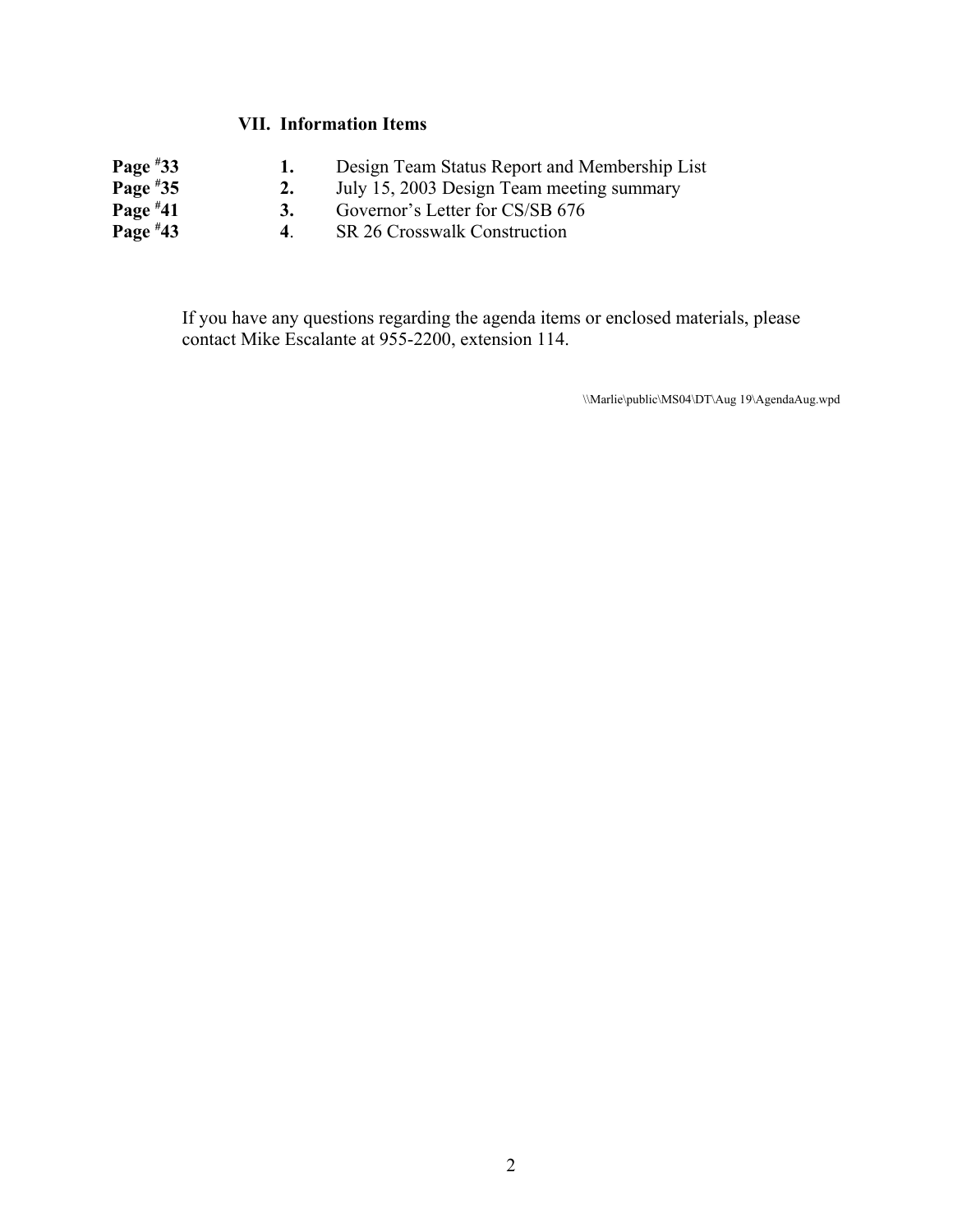### VII. Information Items

| | | |
|---|---|---|
| **Page #33** | **1.** | Design Team Status Report and Membership List |
| **Page #35** | **2.** | July 15, 2003 Design Team meeting summary |
| **Page #41** | **3.** | Governor's Letter for CS/SB 676 |
| **Page #43** | **4**. | SR 26 Crosswalk Construction |

If you have any questions regarding the agenda items or enclosed materials, please contact Mike Escalante at 955-2200, extension 114.

\\Marlie\public\MS04\DT\Aug 19\AgendaAug.wpd